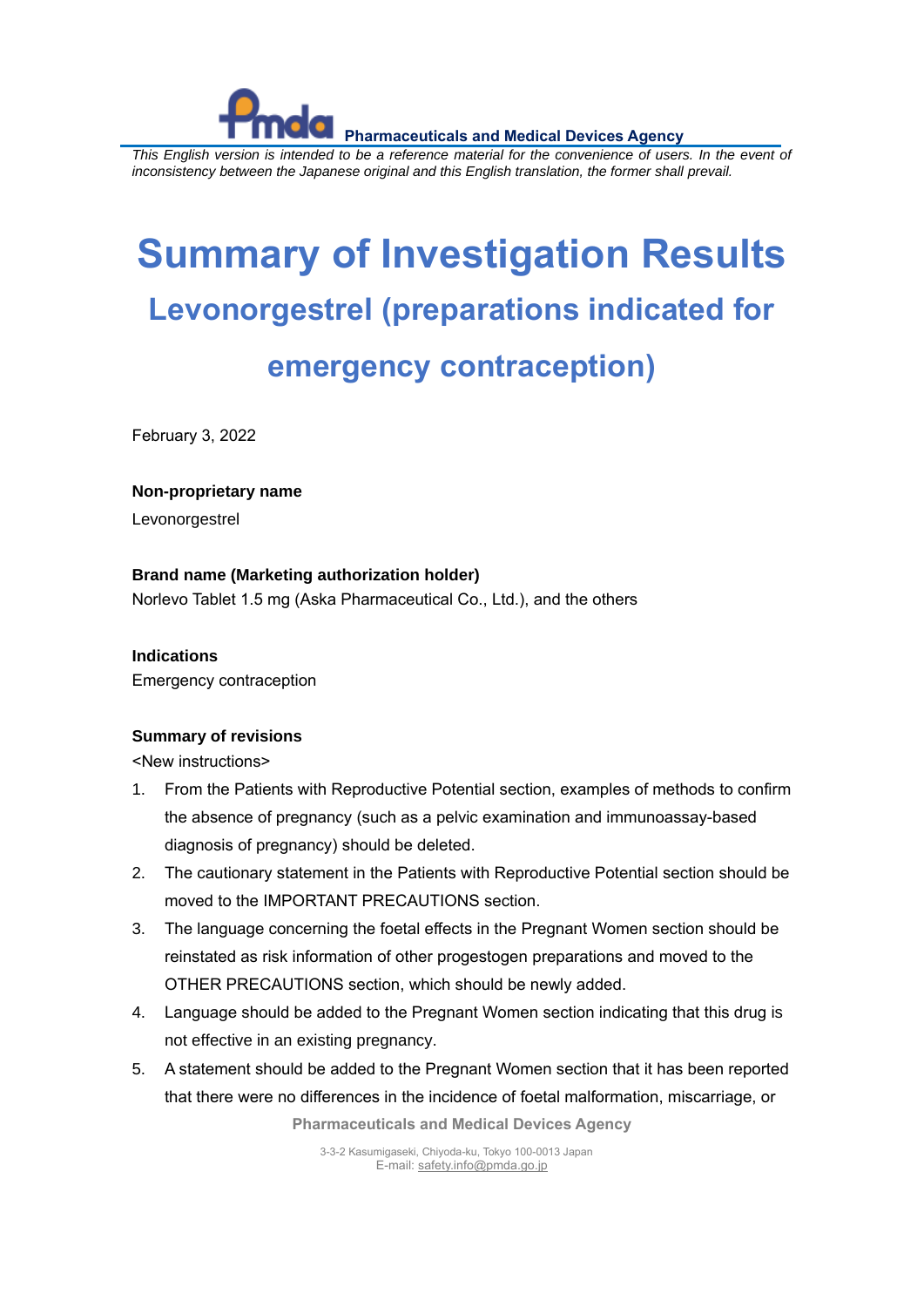Pharmaceuticals and Medical Devices Agency

*This English version is intended to be a reference material for the convenience of users. In the event of inconsistency between the Japanese original and this English translation, the former shall prevail.*

# Summary of Investigation Results

## Levonorgestrel (preparations indicated for emergency contraception)

February 3, 2022

**Non-proprietary name**

Levonorgestrel

**Brand name (Marketing authorization holder)**

Norlevo Tablet 1.5 mg (Aska Pharmaceutical Co., Ltd.), and the others

**Indications**

Emergency contraception

**Summary of revisions**

<New instructions>

1. From the Patients with Reproductive Potential section, examples of methods to confirm the absence of pregnancy (such as a pelvic examination and immunoassay-based diagnosis of pregnancy) should be deleted.
2. The cautionary statement in the Patients with Reproductive Potential section should be moved to the IMPORTANT PRECAUTIONS section.
3. The language concerning the foetal effects in the Pregnant Women section should be reinstated as risk information of other progestogen preparations and moved to the OTHER PRECAUTIONS section, which should be newly added.
4. Language should be added to the Pregnant Women section indicating that this drug is not effective in an existing pregnancy.
5. A statement should be added to the Pregnant Women section that it has been reported that there were no differences in the incidence of foetal malformation, miscarriage, or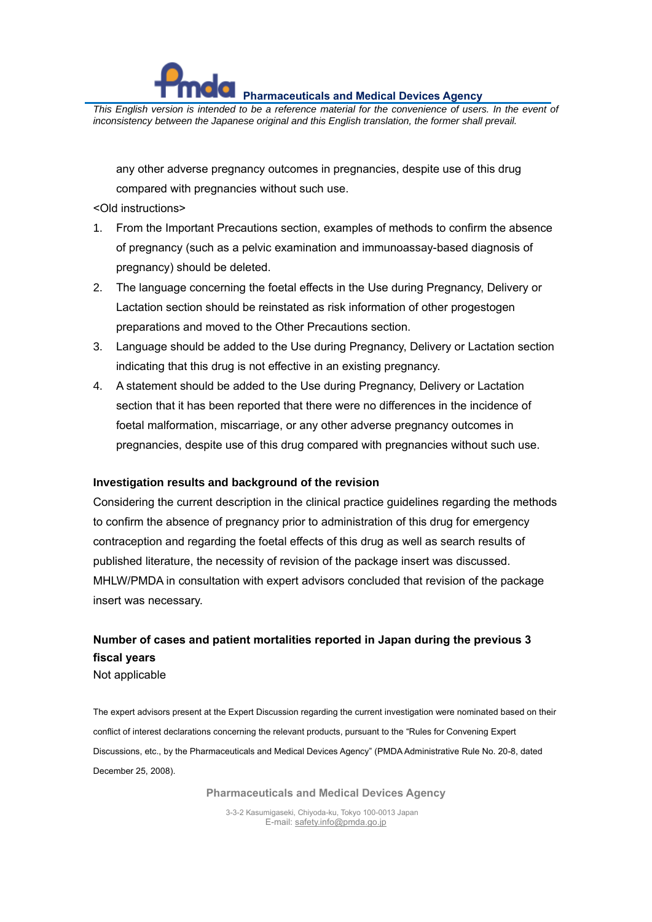any other adverse pregnancy outcomes in pregnancies, despite use of this drug compared with pregnancies without such use.

<Old instructions>

1. From the Important Precautions section, examples of methods to confirm the absence of pregnancy (such as a pelvic examination and immunoassay-based diagnosis of pregnancy) should be deleted.
2. The language concerning the foetal effects in the Use during Pregnancy, Delivery or Lactation section should be reinstated as risk information of other progestogen preparations and moved to the Other Precautions section.
3. Language should be added to the Use during Pregnancy, Delivery or Lactation section indicating that this drug is not effective in an existing pregnancy.
4. A statement should be added to the Use during Pregnancy, Delivery or Lactation section that it has been reported that there were no differences in the incidence of foetal malformation, miscarriage, or any other adverse pregnancy outcomes in pregnancies, despite use of this drug compared with pregnancies without such use.

**Investigation results and background of the revision**

Considering the current description in the clinical practice guidelines regarding the methods to confirm the absence of pregnancy prior to administration of this drug for emergency contraception and regarding the foetal effects of this drug as well as search results of published literature, the necessity of revision of the package insert was discussed. MHLW/PMDA in consultation with expert advisors concluded that revision of the package insert was necessary.

**Number of cases and patient mortalities reported in Japan during the previous 3 fiscal years**

Not applicable

The expert advisors present at the Expert Discussion regarding the current investigation were nominated based on their conflict of interest declarations concerning the relevant products, pursuant to the "Rules for Convening Expert Discussions, etc., by the Pharmaceuticals and Medical Devices Agency" (PMDA Administrative Rule No. 20-8, dated December 25, 2008).